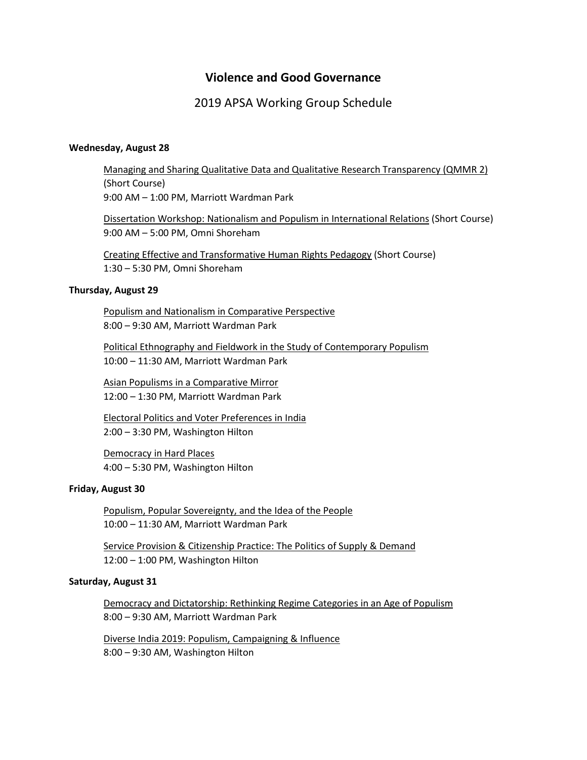# Violence and Good Governance

## 2019 APSA Working Group Schedule

**Wednesday, August 28**

Managing and Sharing Qualitative Data and Qualitative Research Transparency (QMMR 2) (Short Course)
9:00 AM – 1:00 PM, Marriott Wardman Park

Dissertation Workshop: Nationalism and Populism in International Relations (Short Course)
9:00 AM – 5:00 PM, Omni Shoreham

Creating Effective and Transformative Human Rights Pedagogy (Short Course)
1:30 – 5:30 PM, Omni Shoreham

**Thursday, August 29**

Populism and Nationalism in Comparative Perspective
8:00 – 9:30 AM, Marriott Wardman Park

Political Ethnography and Fieldwork in the Study of Contemporary Populism
10:00 – 11:30 AM, Marriott Wardman Park

Asian Populisms in a Comparative Mirror
12:00 – 1:30 PM, Marriott Wardman Park

Electoral Politics and Voter Preferences in India
2:00 – 3:30 PM, Washington Hilton

Democracy in Hard Places
4:00 – 5:30 PM, Washington Hilton

**Friday, August 30**

Populism, Popular Sovereignty, and the Idea of the People
10:00 – 11:30 AM, Marriott Wardman Park

Service Provision & Citizenship Practice: The Politics of Supply & Demand
12:00 – 1:00 PM, Washington Hilton

**Saturday, August 31**

Democracy and Dictatorship: Rethinking Regime Categories in an Age of Populism
8:00 – 9:30 AM, Marriott Wardman Park

Diverse India 2019: Populism, Campaigning & Influence
8:00 – 9:30 AM, Washington Hilton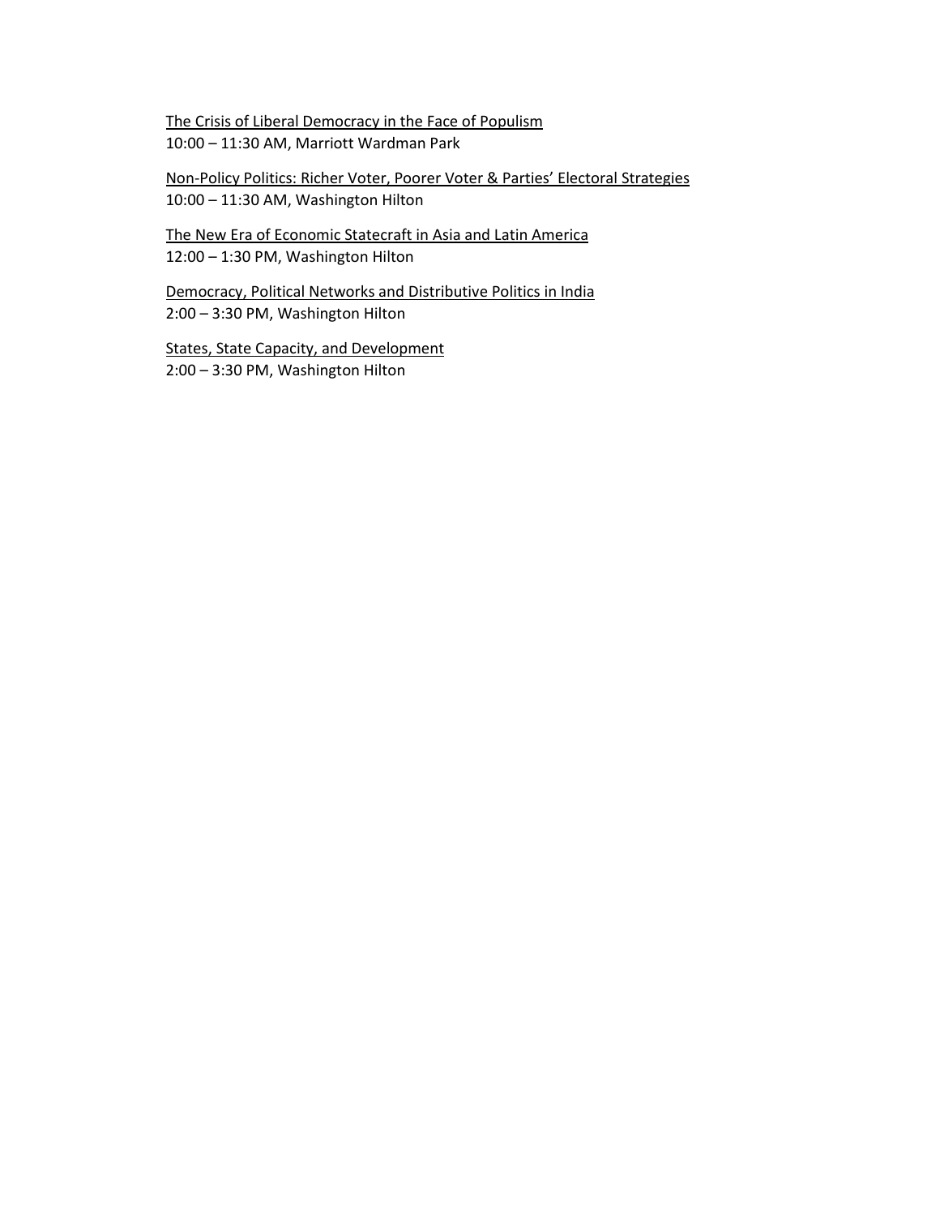<u>The Crisis of Liberal Democracy in the Face of Populism</u>
10:00 – 11:30 AM, Marriott Wardman Park

<u>Non-Policy Politics: Richer Voter, Poorer Voter & Parties' Electoral Strategies</u>
10:00 – 11:30 AM, Washington Hilton

<u>The New Era of Economic Statecraft in Asia and Latin America</u>
12:00 – 1:30 PM, Washington Hilton

<u>Democracy, Political Networks and Distributive Politics in India</u>
2:00 – 3:30 PM, Washington Hilton

<u>States, State Capacity, and Development</u>
2:00 – 3:30 PM, Washington Hilton